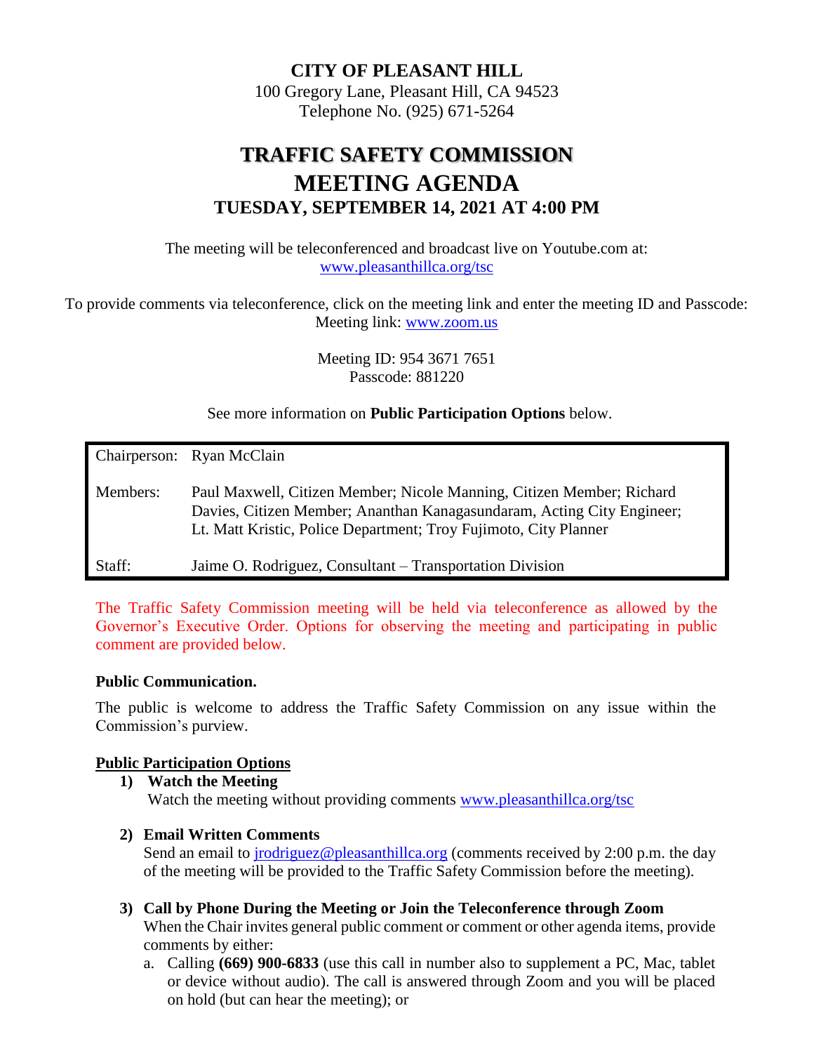# CITY OF PLEASANT HILL

100 Gregory Lane, Pleasant Hill, CA 94523
Telephone No. (925) 671-5264

# TRAFFIC SAFETY COMMISSION
# MEETING AGENDA
## TUESDAY, SEPTEMBER 14, 2021 AT 4:00 PM

The meeting will be teleconferenced and broadcast live on Youtube.com at:
www.pleasanthillca.org/tsc

To provide comments via teleconference, click on the meeting link and enter the meeting ID and Passcode:
Meeting link: www.zoom.us

Meeting ID: 954 3671 7651
Passcode: 881220

See more information on **Public Participation Options** below.

| | |
|---|---|
| Chairperson: | Ryan McClain |
| Members: | Paul Maxwell, Citizen Member; Nicole Manning, Citizen Member; Richard Davies, Citizen Member; Ananthan Kanagasundaram, Acting City Engineer; Lt. Matt Kristic, Police Department; Troy Fujimoto, City Planner |
| Staff: | Jaime O. Rodriguez, Consultant – Transportation Division |

The Traffic Safety Commission meeting will be held via teleconference as allowed by the Governor's Executive Order. Options for observing the meeting and participating in public comment are provided below.

**Public Communication.**

The public is welcome to address the Traffic Safety Commission on any issue within the Commission's purview.

**Public Participation Options**

1) **Watch the Meeting**
   Watch the meeting without providing comments www.pleasanthillca.org/tsc

2) **Email Written Comments**
   Send an email to jrodriguez@pleasanthillca.org (comments received by 2:00 p.m. the day of the meeting will be provided to the Traffic Safety Commission before the meeting).

3) **Call by Phone During the Meeting or Join the Teleconference through Zoom**
   When the Chair invites general public comment or comment or other agenda items, provide comments by either:
   a. Calling **(669) 900-6833** (use this call in number also to supplement a PC, Mac, tablet or device without audio). The call is answered through Zoom and you will be placed on hold (but can hear the meeting); or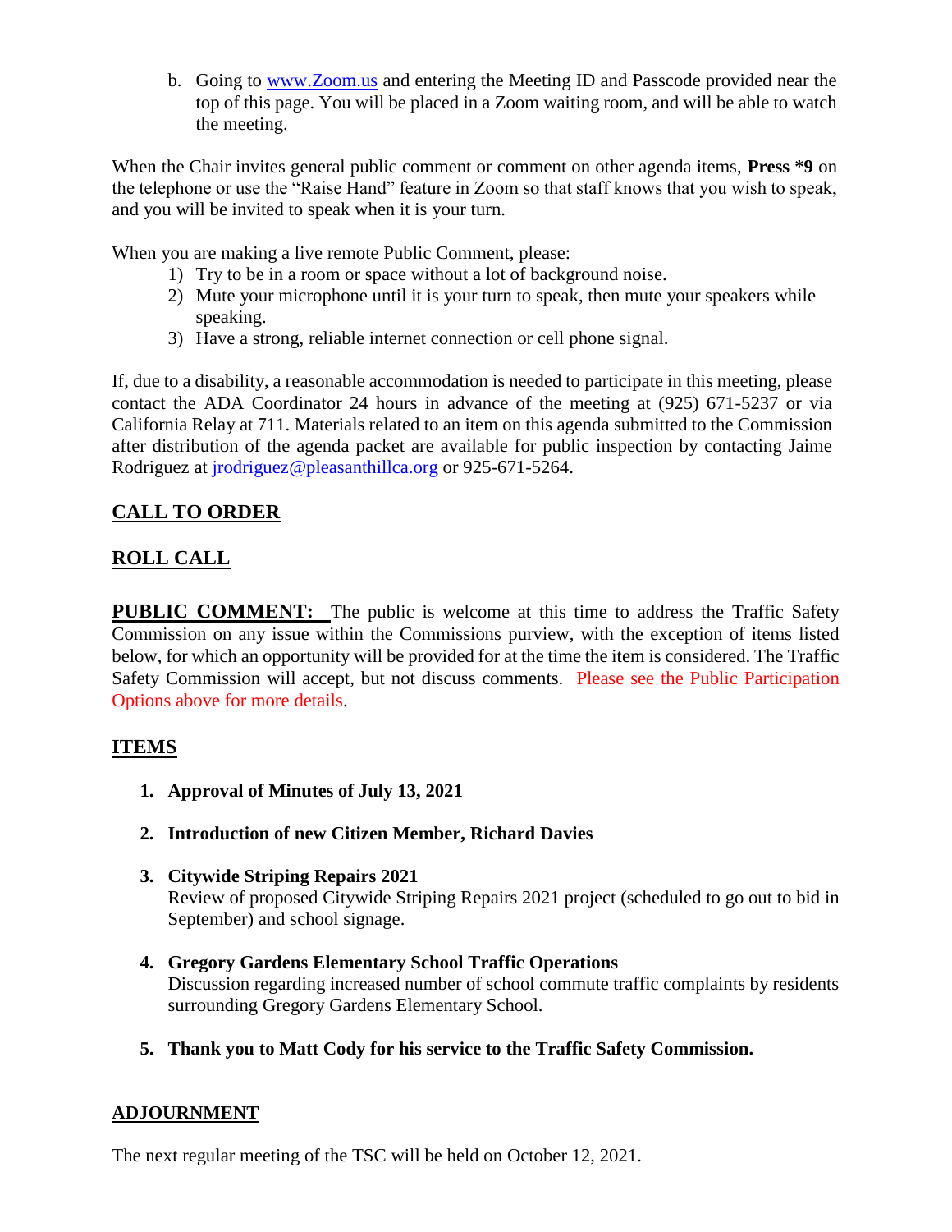b. Going to [www.Zoom.us](http://www.Zoom.us) and entering the Meeting ID and Passcode provided near the top of this page. You will be placed in a Zoom waiting room, and will be able to watch the meeting.

When the Chair invites general public comment or comment on other agenda items, **Press *9** on the telephone or use the "Raise Hand" feature in Zoom so that staff knows that you wish to speak, and you will be invited to speak when it is your turn.

When you are making a live remote Public Comment, please:

1) Try to be in a room or space without a lot of background noise.
2) Mute your microphone until it is your turn to speak, then mute your speakers while speaking.
3) Have a strong, reliable internet connection or cell phone signal.

If, due to a disability, a reasonable accommodation is needed to participate in this meeting, please contact the ADA Coordinator 24 hours in advance of the meeting at (925) 671-5237 or via California Relay at 711. Materials related to an item on this agenda submitted to the Commission after distribution of the agenda packet are available for public inspection by contacting Jaime Rodriguez at [jrodriguez@pleasanthillca.org](mailto:jrodriguez@pleasanthillca.org) or 925-671-5264.

## CALL TO ORDER

## ROLL CALL

**PUBLIC COMMENT:** The public is welcome at this time to address the Traffic Safety Commission on any issue within the Commissions purview, with the exception of items listed below, for which an opportunity will be provided for at the time the item is considered. The Traffic Safety Commission will accept, but not discuss comments. Please see the Public Participation Options above for more details.

## ITEMS

1. **Approval of Minutes of July 13, 2021**

2. **Introduction of new Citizen Member, Richard Davies**

3. **Citywide Striping Repairs 2021**
   Review of proposed Citywide Striping Repairs 2021 project (scheduled to go out to bid in September) and school signage.

4. **Gregory Gardens Elementary School Traffic Operations**
   Discussion regarding increased number of school commute traffic complaints by residents surrounding Gregory Gardens Elementary School.

5. **Thank you to Matt Cody for his service to the Traffic Safety Commission.**

## ADJOURNMENT

The next regular meeting of the TSC will be held on October 12, 2021.